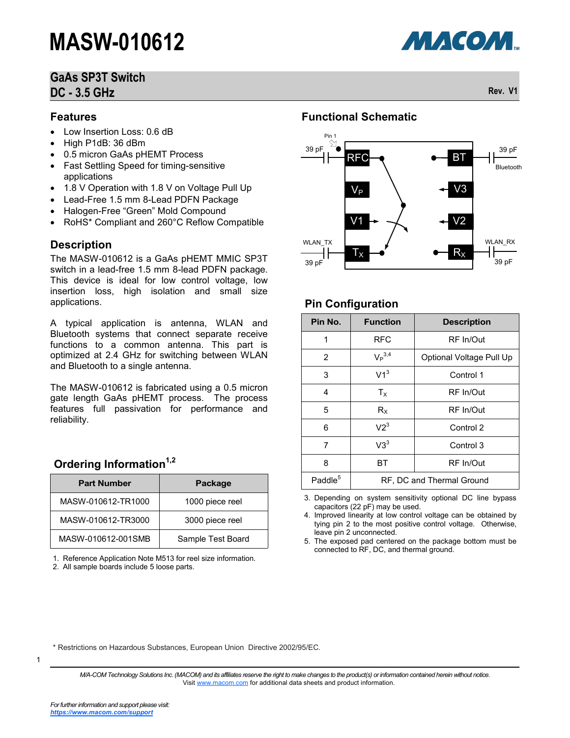# MASW-010612

## GaAs SP3T Switch
## DC - 3.5 GHz

Rev. V1

### Features

- Low Insertion Loss: 0.6 dB
- High P1dB: 36 dBm
- 0.5 micron GaAs pHEMT Process
- Fast Settling Speed for timing-sensitive applications
- 1.8 V Operation with 1.8 V on Voltage Pull Up
- Lead-Free 1.5 mm 8-Lead PDFN Package
- Halogen-Free "Green" Mold Compound
- RoHS* Compliant and 260°C Reflow Compatible

### Description

The MASW-010612 is a GaAs pHEMT MMIC SP3T switch in a lead-free 1.5 mm 8-lead PDFN package. This device is ideal for low control voltage, low insertion loss, high isolation and small size applications.

A typical application is antenna, WLAN and Bluetooth systems that connect separate receive functions to a common antenna. This part is optimized at 2.4 GHz for switching between WLAN and Bluetooth to a single antenna.

The MASW-010612 is fabricated using a 0.5 micron gate length GaAs pHEMT process. The process features full passivation for performance and reliability.

### Ordering Information[1,2]

| Part Number | Package |
|---|---|
| MASW-010612-TR1000 | 1000 piece reel |
| MASW-010612-TR3000 | 3000 piece reel |
| MASW-010612-001SMB | Sample Test Board |

1. Reference Application Note M513 for reel size information.
2. All sample boards include 5 loose parts.

### Functional Schematic

Pin 1; 39 pF; RFC; BT; 39 pF; Bluetooth; $V_P$; V3; V1; V2; WLAN_TX; WLAN_RX; $T_X$; $R_X$; 39 pF; 39 pF

### Pin Configuration

| Pin No. | Function | Description |
|---|---|---|
| 1 | RFC | RF In/Out |
| 2 | $V_P$[3,4] | Optional Voltage Pull Up |
| 3 | V1[3] | Control 1 |
| 4 | $T_X$ | RF In/Out |
| 5 | $R_X$ | RF In/Out |
| 6 | V2[3] | Control 2 |
| 7 | V3[3] | Control 3 |
| 8 | BT | RF In/Out |
| Paddle[5] | RF, DC and Thermal Ground | |

3. Depending on system sensitivity optional DC line bypass capacitors (22 pF) may be used.
4. Improved linearity at low control voltage can be obtained by tying pin 2 to the most positive control voltage. Otherwise, leave pin 2 unconnected.
5. The exposed pad centered on the package bottom must be connected to RF, DC, and thermal ground.

\* Restrictions on Hazardous Substances, European Union Directive 2002/95/EC.

*M/A-COM Technology Solutions Inc. (MACOM) and its affiliates reserve the right to make changes to the product(s) or information contained herein without notice.*
Visit www.macom.com for additional data sheets and product information.

*For further information and support please visit:*
***https://www.macom.com/support***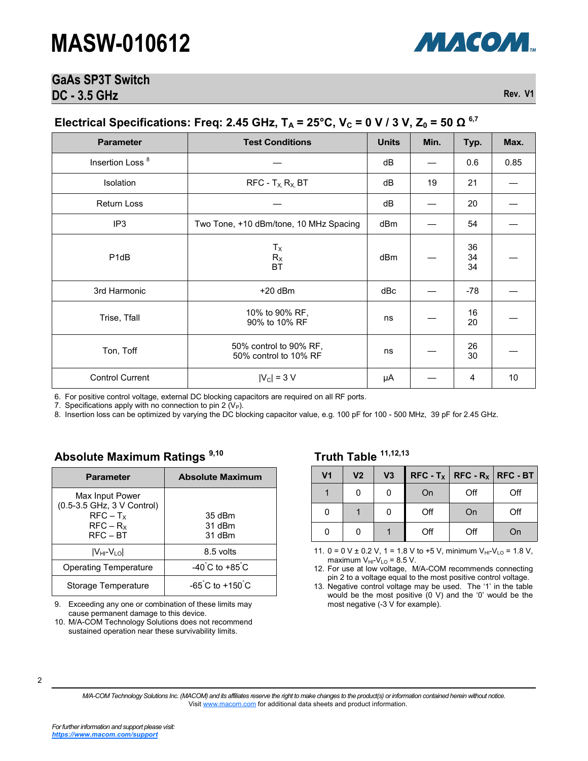# MASW-010612

## GaAs SP3T Switch DC - 3.5 GHz

Rev. V1

### Electrical Specifications: Freq: 2.45 GHz, $T_A$ = 25°C, $V_C$ = 0 V / 3 V, $Z_0$ = 50 Ω [6,7]

| Parameter | Test Conditions | Units | Min. | Typ. | Max. |
|---|---|---|---|---|---|
| Insertion Loss [8] | — | dB | — | 0.6 | 0.85 |
| Isolation | RFC - $T_X$, $R_X$, BT | dB | 19 | 21 | — |
| Return Loss | — | dB | — | 20 | — |
| IP3 | Two Tone, +10 dBm/tone, 10 MHz Spacing | dBm | — | 54 | — |
| P1dB | $T_X$<br>$R_X$<br>BT | dBm | — | 36<br>34<br>34 | — |
| 3rd Harmonic | +20 dBm | dBc | — | -78 | — |
| Trise, Tfall | 10% to 90% RF,<br>90% to 10% RF | ns | — | 16<br>20 | — |
| Ton, Toff | 50% control to 90% RF,<br>50% control to 10% RF | ns | — | 26<br>30 | — |
| Control Current | $\|V_C\|$ = 3 V | μA | — | 4 | 10 |

6. For positive control voltage, external DC blocking capacitors are required on all RF ports.
7. Specifications apply with no connection to pin 2 ($V_P$).
8. Insertion loss can be optimized by varying the DC blocking capacitor value, e.g. 100 pF for 100 - 500 MHz, 39 pF for 2.45 GHz.

### Absolute Maximum Ratings [9,10]

| Parameter | Absolute Maximum |
|---|---|
| Max Input Power<br>(0.5-3.5 GHz, 3 V Control)<br>RFC – $T_X$<br>RFC – $R_X$<br>RFC – BT | <br><br>35 dBm<br>31 dBm<br>31 dBm |
| $\|V_{HI}-V_{LO}\|$ | 8.5 volts |
| Operating Temperature | -40°C to +85°C |
| Storage Temperature | -65°C to +150°C |

9. Exceeding any one or combination of these limits may cause permanent damage to this device.
10. M/A-COM Technology Solutions does not recommend sustained operation near these survivability limits.

### Truth Table [11,12,13]

| V1 | V2 | V3 | RFC - $T_X$ | RFC - $R_X$ | RFC - BT |
|---|---|---|---|---|---|
| 1 | 0 | 0 | On | Off | Off |
| 0 | 1 | 0 | Off | On | Off |
| 0 | 0 | 1 | Off | Off | On |

11. 0 = 0 V ± 0.2 V, 1 = 1.8 V to +5 V, minimum $V_{HI}$-$V_{LO}$ = 1.8 V, maximum $V_{HI}$-$V_{LO}$ = 8.5 V.
12. For use at low voltage, M/A-COM recommends connecting pin 2 to a voltage equal to the most positive control voltage.
13. Negative control voltage may be used. The '1' in the table would be the most positive (0 V) and the '0' would be the most negative (-3 V for example).

*M/A-COM Technology Solutions Inc. (MACOM) and its affiliates reserve the right to make changes to the product(s) or information contained herein without notice.*
Visit www.macom.com for additional data sheets and product information.

*For further information and support please visit:*
***https://www.macom.com/support***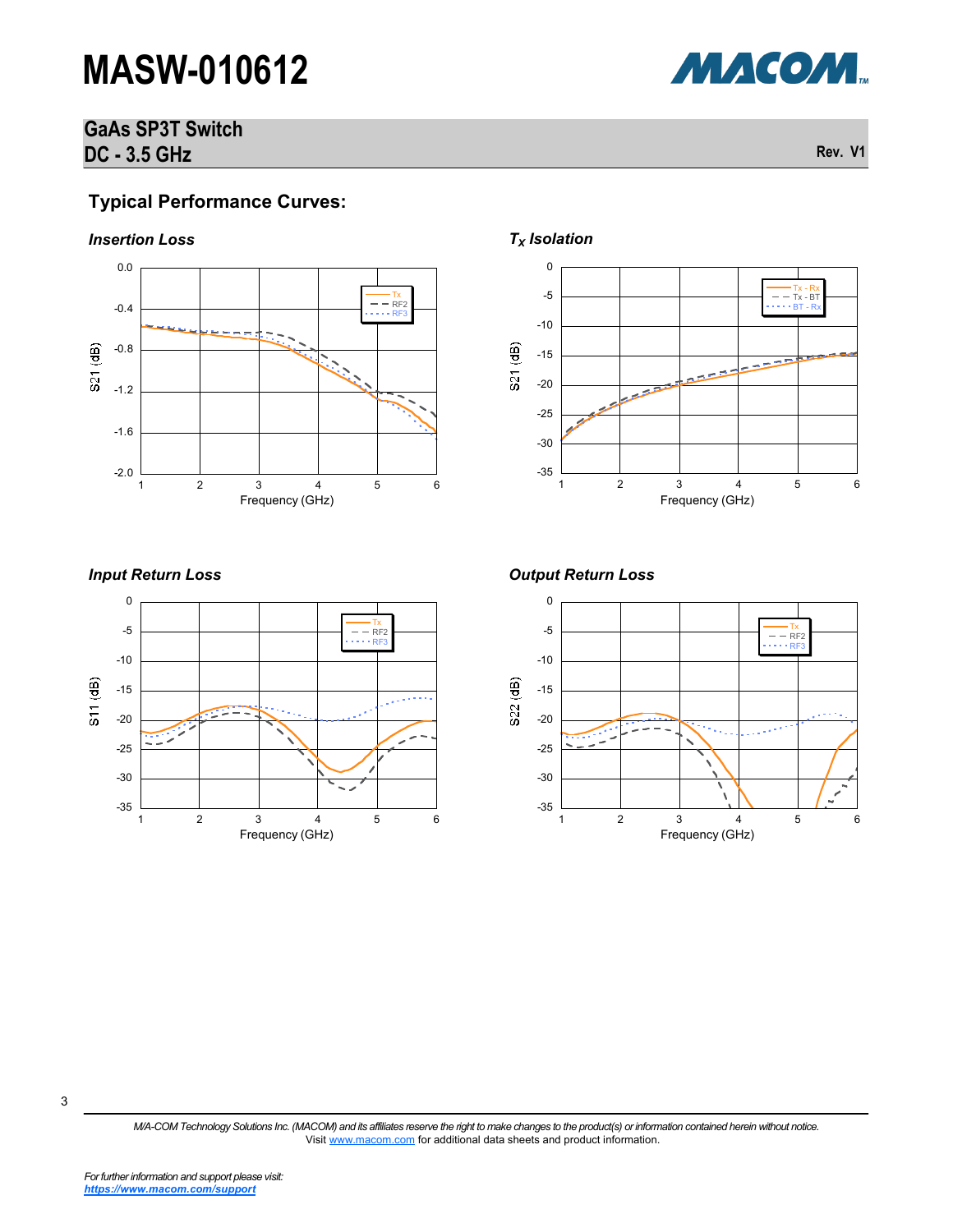## Typical Performance Curves:

### *Insertion Loss*

### *$T_X$ Isolation*

### *Input Return Loss*

### *Output Return Loss*

*M/A-COM Technology Solutions Inc. (MACOM) and its affiliates reserve the right to make changes to the product(s) or information contained herein without notice.*
Visit www.macom.com for additional data sheets and product information.

*For further information and support please visit:*
***https://www.macom.com/support***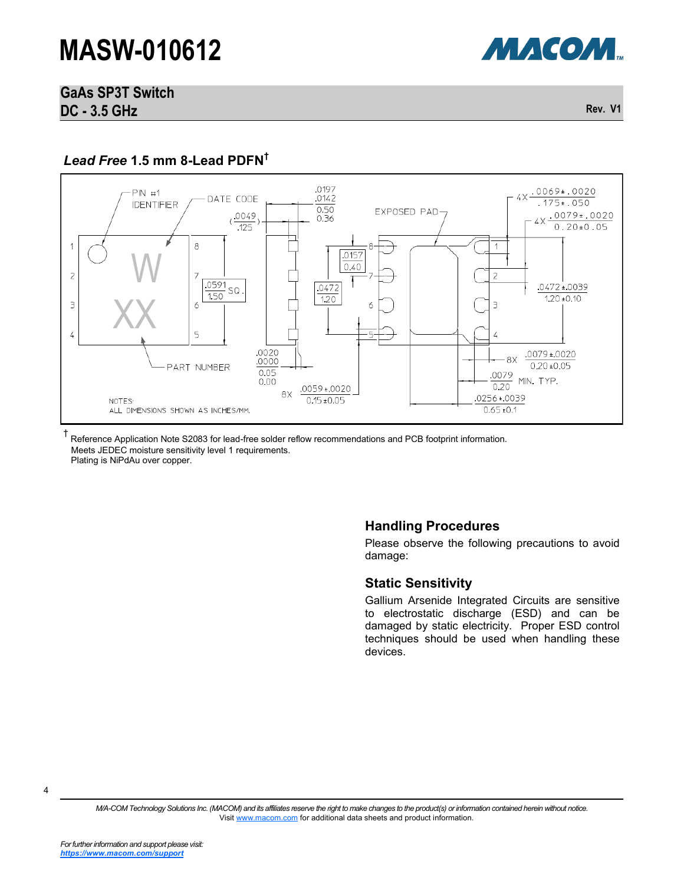## *Lead Free* 1.5 mm 8-Lead PDFN†

PIN #1 IDENTIFIER

DATE CODE

W

XX

PART NUMBER

EXPOSED PAD

NOTES:
ALL DIMENSIONS SHOWN AS INCHES/MM.

† Reference Application Note S2083 for lead-free solder reflow recommendations and PCB footprint information.
Meets JEDEC moisture sensitivity level 1 requirements.
Plating is NiPdAu over copper.

## Handling Procedures

Please observe the following precautions to avoid damage:

### Static Sensitivity

Gallium Arsenide Integrated Circuits are sensitive to electrostatic discharge (ESD) and can be damaged by static electricity. Proper ESD control techniques should be used when handling these devices.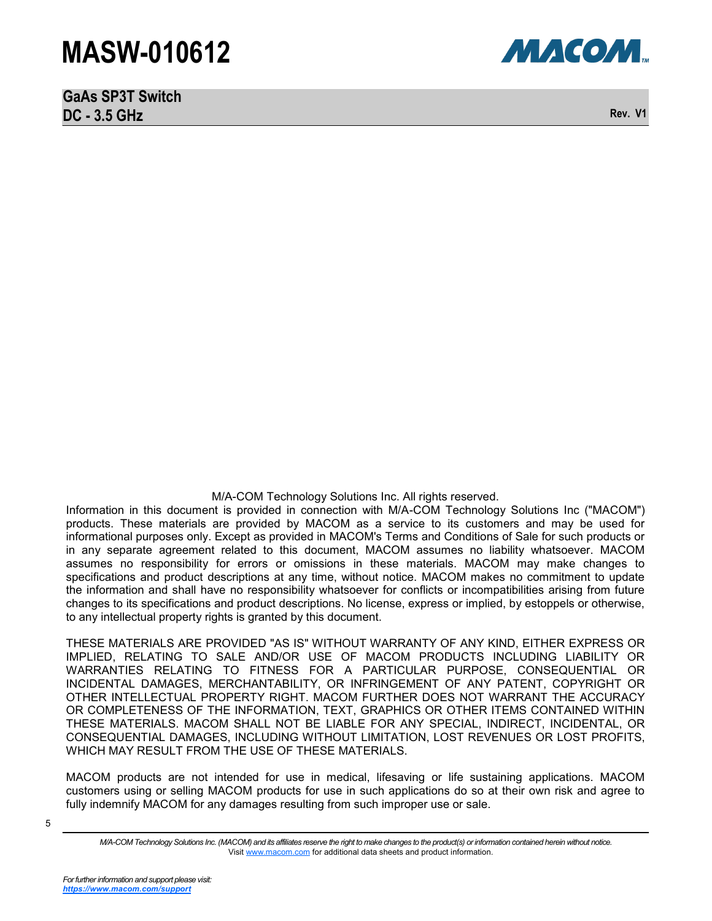M/A-COM Technology Solutions Inc. All rights reserved.

Information in this document is provided in connection with M/A-COM Technology Solutions Inc ("MACOM") products. These materials are provided by MACOM as a service to its customers and may be used for informational purposes only. Except as provided in MACOM's Terms and Conditions of Sale for such products or in any separate agreement related to this document, MACOM assumes no liability whatsoever. MACOM assumes no responsibility for errors or omissions in these materials. MACOM may make changes to specifications and product descriptions at any time, without notice. MACOM makes no commitment to update the information and shall have no responsibility whatsoever for conflicts or incompatibilities arising from future changes to its specifications and product descriptions. No license, express or implied, by estoppels or otherwise, to any intellectual property rights is granted by this document.

THESE MATERIALS ARE PROVIDED "AS IS" WITHOUT WARRANTY OF ANY KIND, EITHER EXPRESS OR IMPLIED, RELATING TO SALE AND/OR USE OF MACOM PRODUCTS INCLUDING LIABILITY OR WARRANTIES RELATING TO FITNESS FOR A PARTICULAR PURPOSE, CONSEQUENTIAL OR INCIDENTAL DAMAGES, MERCHANTABILITY, OR INFRINGEMENT OF ANY PATENT, COPYRIGHT OR OTHER INTELLECTUAL PROPERTY RIGHT. MACOM FURTHER DOES NOT WARRANT THE ACCURACY OR COMPLETENESS OF THE INFORMATION, TEXT, GRAPHICS OR OTHER ITEMS CONTAINED WITHIN THESE MATERIALS. MACOM SHALL NOT BE LIABLE FOR ANY SPECIAL, INDIRECT, INCIDENTAL, OR CONSEQUENTIAL DAMAGES, INCLUDING WITHOUT LIMITATION, LOST REVENUES OR LOST PROFITS, WHICH MAY RESULT FROM THE USE OF THESE MATERIALS.

MACOM products are not intended for use in medical, lifesaving or life sustaining applications. MACOM customers using or selling MACOM products for use in such applications do so at their own risk and agree to fully indemnify MACOM for any damages resulting from such improper use or sale.